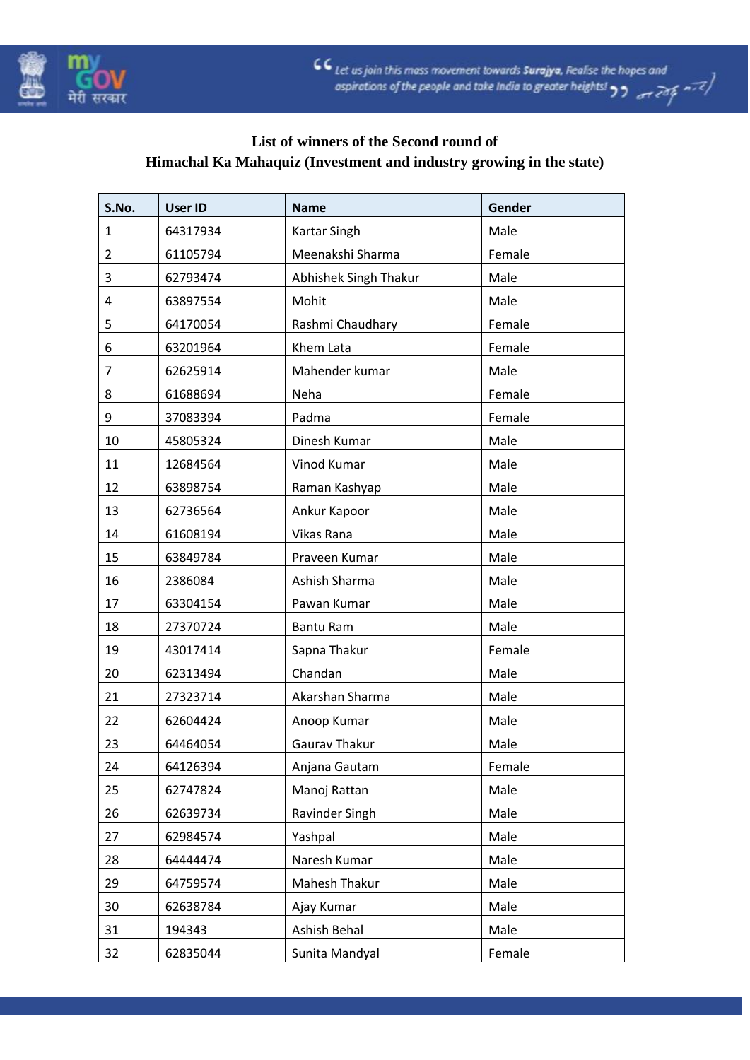**List of winners of the Second round of**
**Himachal Ka Mahaquiz (Investment and industry growing in the state)**

| S.No. | User ID | Name | Gender |
|---|---|---|---|
| 1 | 64317934 | Kartar Singh | Male |
| 2 | 61105794 | Meenakshi Sharma | Female |
| 3 | 62793474 | Abhishek Singh Thakur | Male |
| 4 | 63897554 | Mohit | Male |
| 5 | 64170054 | Rashmi Chaudhary | Female |
| 6 | 63201964 | Khem Lata | Female |
| 7 | 62625914 | Mahender kumar | Male |
| 8 | 61688694 | Neha | Female |
| 9 | 37083394 | Padma | Female |
| 10 | 45805324 | Dinesh Kumar | Male |
| 11 | 12684564 | Vinod Kumar | Male |
| 12 | 63898754 | Raman Kashyap | Male |
| 13 | 62736564 | Ankur Kapoor | Male |
| 14 | 61608194 | Vikas Rana | Male |
| 15 | 63849784 | Praveen Kumar | Male |
| 16 | 2386084 | Ashish Sharma | Male |
| 17 | 63304154 | Pawan Kumar | Male |
| 18 | 27370724 | Bantu Ram | Male |
| 19 | 43017414 | Sapna Thakur | Female |
| 20 | 62313494 | Chandan | Male |
| 21 | 27323714 | Akarshan Sharma | Male |
| 22 | 62604424 | Anoop Kumar | Male |
| 23 | 64464054 | Gaurav Thakur | Male |
| 24 | 64126394 | Anjana Gautam | Female |
| 25 | 62747824 | Manoj Rattan | Male |
| 26 | 62639734 | Ravinder Singh | Male |
| 27 | 62984574 | Yashpal | Male |
| 28 | 64444474 | Naresh Kumar | Male |
| 29 | 64759574 | Mahesh Thakur | Male |
| 30 | 62638784 | Ajay Kumar | Male |
| 31 | 194343 | Ashish Behal | Male |
| 32 | 62835044 | Sunita Mandyal | Female |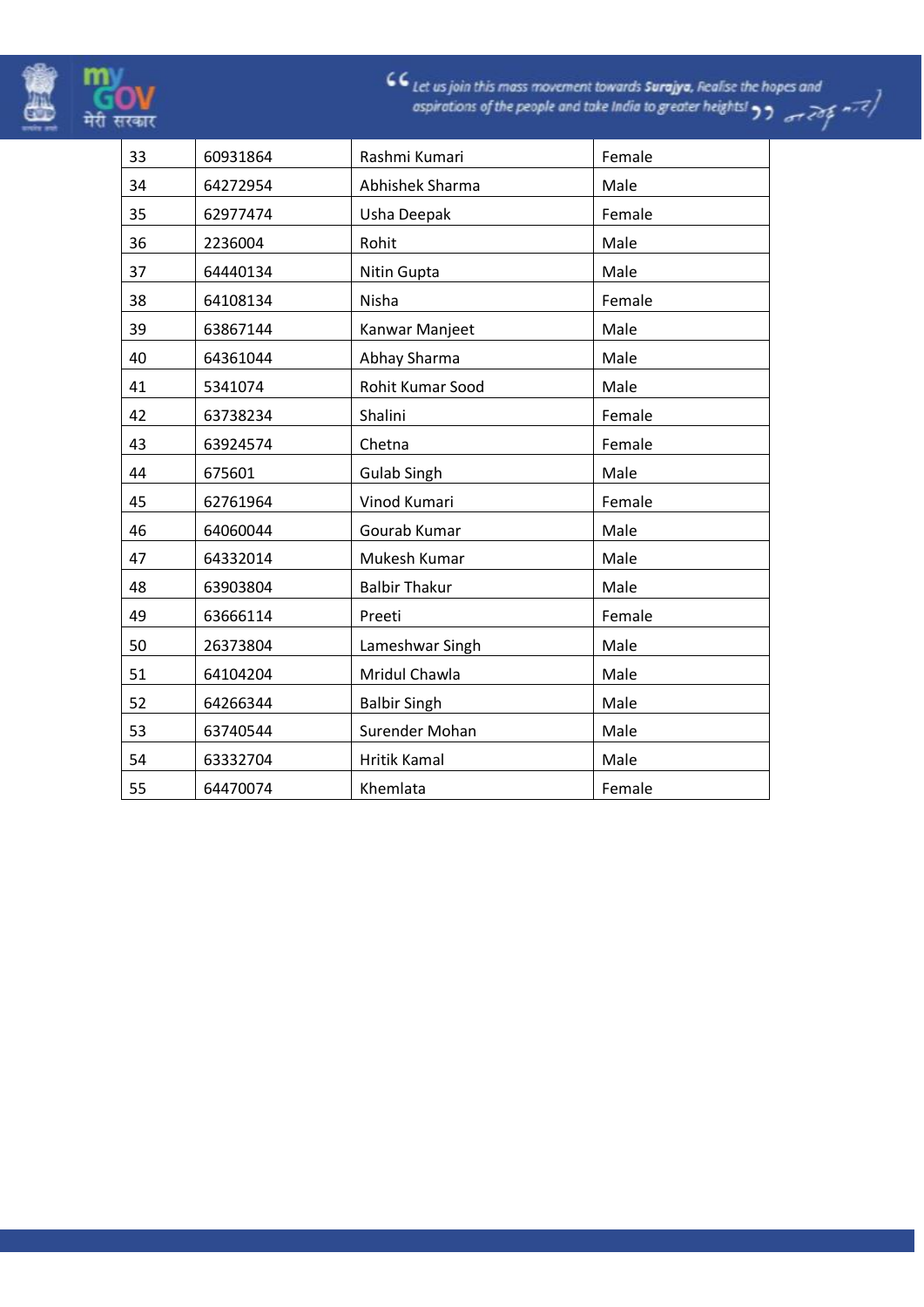| | | | |
|---|---|---|---|
| 33 | 60931864 | Rashmi Kumari | Female |
| 34 | 64272954 | Abhishek Sharma | Male |
| 35 | 62977474 | Usha Deepak | Female |
| 36 | 2236004 | Rohit | Male |
| 37 | 64440134 | Nitin Gupta | Male |
| 38 | 64108134 | Nisha | Female |
| 39 | 63867144 | Kanwar Manjeet | Male |
| 40 | 64361044 | Abhay Sharma | Male |
| 41 | 5341074 | Rohit Kumar Sood | Male |
| 42 | 63738234 | Shalini | Female |
| 43 | 63924574 | Chetna | Female |
| 44 | 675601 | Gulab Singh | Male |
| 45 | 62761964 | Vinod Kumari | Female |
| 46 | 64060044 | Gourab Kumar | Male |
| 47 | 64332014 | Mukesh Kumar | Male |
| 48 | 63903804 | Balbir Thakur | Male |
| 49 | 63666114 | Preeti | Female |
| 50 | 26373804 | Lameshwar Singh | Male |
| 51 | 64104204 | Mridul Chawla | Male |
| 52 | 64266344 | Balbir Singh | Male |
| 53 | 63740544 | Surender Mohan | Male |
| 54 | 63332704 | Hritik Kamal | Male |
| 55 | 64470074 | Khemlata | Female |